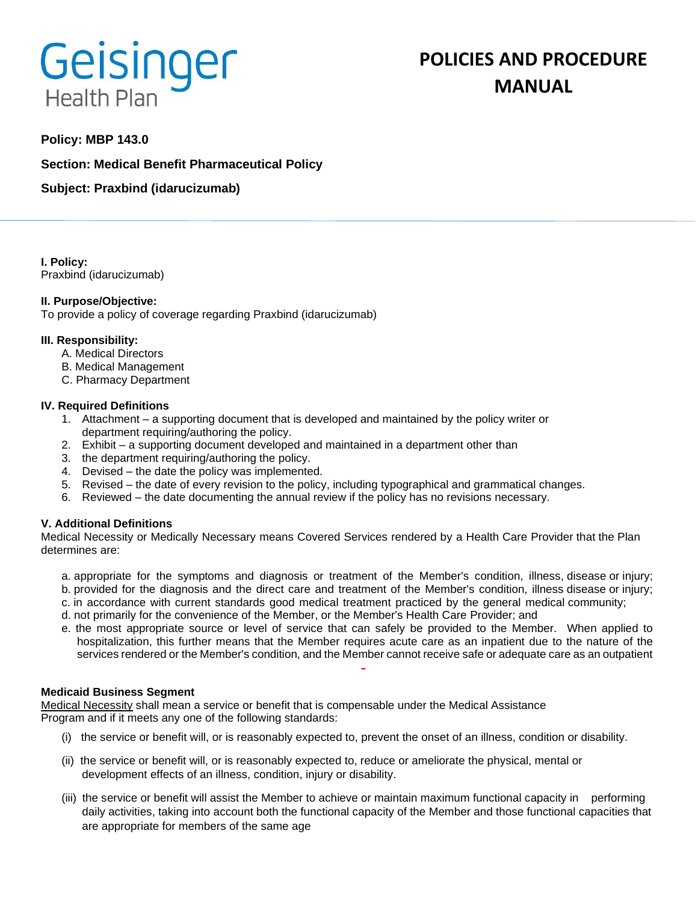Geisinger Health Plan

# POLICIES AND PROCEDURE MANUAL

**Policy: MBP 143.0**

**Section: Medical Benefit Pharmaceutical Policy**

**Subject: Praxbind (idarucizumab)**

**I. Policy:**
Praxbind (idarucizumab)

**II. Purpose/Objective:**
To provide a policy of coverage regarding Praxbind (idarucizumab)

**III. Responsibility:**

A. Medical Directors
B. Medical Management
C. Pharmacy Department

**IV. Required Definitions**

1. Attachment – a supporting document that is developed and maintained by the policy writer or department requiring/authoring the policy.
2. Exhibit – a supporting document developed and maintained in a department other than
3. the department requiring/authoring the policy.
4. Devised – the date the policy was implemented.
5. Revised – the date of every revision to the policy, including typographical and grammatical changes.
6. Reviewed – the date documenting the annual review if the policy has no revisions necessary.

**V. Additional Definitions**

Medical Necessity or Medically Necessary means Covered Services rendered by a Health Care Provider that the Plan determines are:

a. appropriate for the symptoms and diagnosis or treatment of the Member's condition, illness, disease or injury;
b. provided for the diagnosis and the direct care and treatment of the Member's condition, illness disease or injury;
c. in accordance with current standards good medical treatment practiced by the general medical community;
d. not primarily for the convenience of the Member, or the Member's Health Care Provider; and
e. the most appropriate source or level of service that can safely be provided to the Member. When applied to hospitalization, this further means that the Member requires acute care as an inpatient due to the nature of the services rendered or the Member's condition, and the Member cannot receive safe or adequate care as an outpatient

**Medicaid Business Segment**

Medical Necessity shall mean a service or benefit that is compensable under the Medical Assistance Program and if it meets any one of the following standards:

(i) the service or benefit will, or is reasonably expected to, prevent the onset of an illness, condition or disability.

(ii) the service or benefit will, or is reasonably expected to, reduce or ameliorate the physical, mental or development effects of an illness, condition, injury or disability.

(iii) the service or benefit will assist the Member to achieve or maintain maximum functional capacity in performing daily activities, taking into account both the functional capacity of the Member and those functional capacities that are appropriate for members of the same age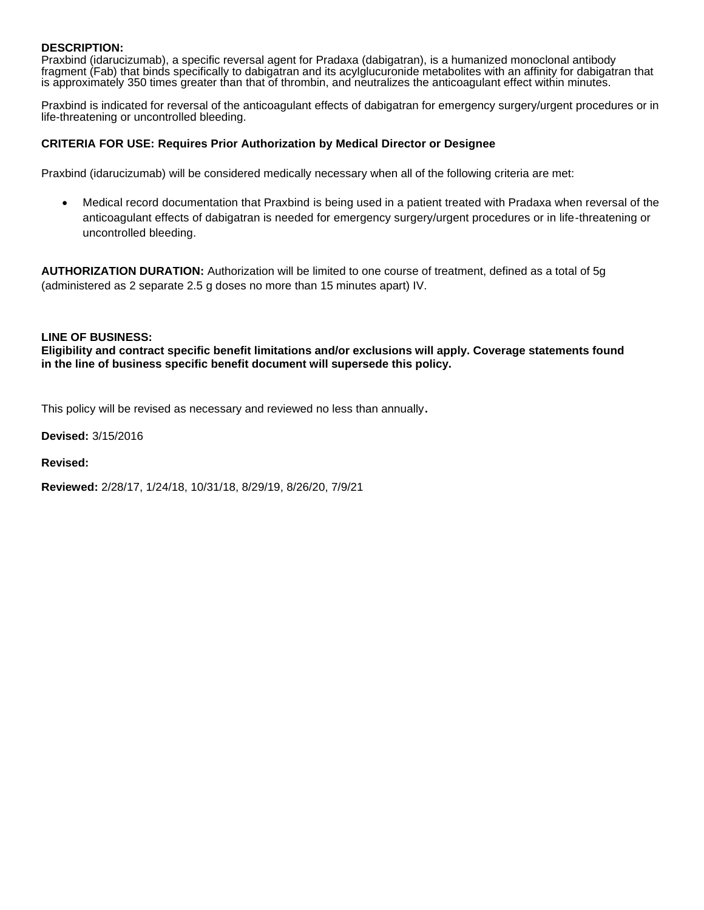**DESCRIPTION:**
Praxbind (idarucizumab), a specific reversal agent for Pradaxa (dabigatran), is a humanized monoclonal antibody fragment (Fab) that binds specifically to dabigatran and its acylglucuronide metabolites with an affinity for dabigatran that is approximately 350 times greater than that of thrombin, and neutralizes the anticoagulant effect within minutes.

Praxbind is indicated for reversal of the anticoagulant effects of dabigatran for emergency surgery/urgent procedures or in life-threatening or uncontrolled bleeding.

**CRITERIA FOR USE: Requires Prior Authorization by Medical Director or Designee**

Praxbind (idarucizumab) will be considered medically necessary when all of the following criteria are met:

- Medical record documentation that Praxbind is being used in a patient treated with Pradaxa when reversal of the anticoagulant effects of dabigatran is needed for emergency surgery/urgent procedures or in life-threatening or uncontrolled bleeding.

**AUTHORIZATION DURATION:** Authorization will be limited to one course of treatment, defined as a total of 5g (administered as 2 separate 2.5 g doses no more than 15 minutes apart) IV.

**LINE OF BUSINESS:**
**Eligibility and contract specific benefit limitations and/or exclusions will apply. Coverage statements found in the line of business specific benefit document will supersede this policy.**

This policy will be revised as necessary and reviewed no less than annually.

**Devised:** 3/15/2016

**Revised:**

**Reviewed:** 2/28/17, 1/24/18, 10/31/18, 8/29/19, 8/26/20, 7/9/21